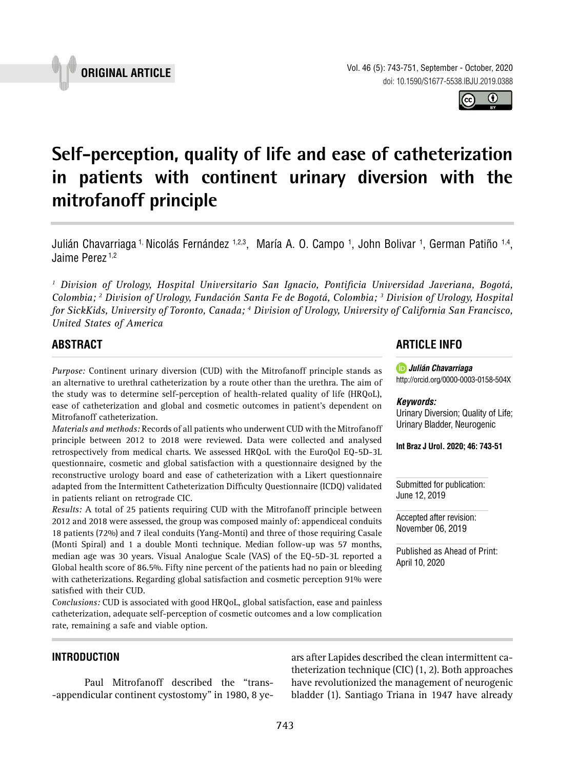ORIGINAL ARTICLE

# Self-perception, quality of life and ease of catheterization in patients with continent urinary diversion with the mitrofanoff principle

Julián Chavarriaga [1], Nicolás Fernández [1,2,3], María A. O. Campo [1], John Bolivar [1], German Patiño [1,4], Jaime Perez [1,2]

*[1] Division of Urology, Hospital Universitario San Ignacio, Pontificia Universidad Javeriana, Bogotá, Colombia; [2] Division of Urology, Fundación Santa Fe de Bogotá, Colombia; [3] Division of Urology, Hospital for SickKids, University of Toronto, Canada; [4] Division of Urology, University of California San Francisco, United States of America*

## ABSTRACT

*Purpose:* Continent urinary diversion (CUD) with the Mitrofanoff principle stands as an alternative to urethral catheterization by a route other than the urethra. The aim of the study was to determine self-perception of health-related quality of life (HRQoL), ease of catheterization and global and cosmetic outcomes in patient's dependent on Mitrofanoff catheterization.

*Materials and methods:* Records of all patients who underwent CUD with the Mitrofanoff principle between 2012 to 2018 were reviewed. Data were collected and analysed retrospectively from medical charts. We assessed HRQoL with the EuroQol EQ-5D-3L questionnaire, cosmetic and global satisfaction with a questionnaire designed by the reconstructive urology board and ease of catheterization with a Likert questionnaire adapted from the Intermittent Catheterization Difficulty Questionnaire (ICDQ) validated in patients reliant on retrograde CIC.

*Results:* A total of 25 patients requiring CUD with the Mitrofanoff principle between 2012 and 2018 were assessed, the group was composed mainly of: appendiceal conduits 18 patients (72%) and 7 ileal conduits (Yang-Monti) and three of those requiring Casale (Monti Spiral) and 1 a double Monti technique. Median follow-up was 57 months, median age was 30 years. Visual Analogue Scale (VAS) of the EQ-5D-3L reported a Global health score of 86.5%. Fifty nine percent of the patients had no pain or bleeding with catheterizations. Regarding global satisfaction and cosmetic perception 91% were satisfied with their CUD.

*Conclusions:* CUD is associated with good HRQoL, global satisfaction, ease and painless catheterization, adequate self-perception of cosmetic outcomes and a low complication rate, remaining a safe and viable option.

## ARTICLE INFO

**Julián Chavarriaga**
http://orcid.org/0000-0003-0158-504X

***Keywords:***
Urinary Diversion; Quality of Life; Urinary Bladder, Neurogenic

**Int Braz J Urol. 2020; 46: 743-51**

Submitted for publication:
June 12, 2019

Accepted after revision:
November 06, 2019

Published as Ahead of Print:
April 10, 2020

## INTRODUCTION

Paul Mitrofanoff described the "trans-appendicular continent cystostomy" in 1980, 8 years after Lapides described the clean intermittent catheterization technique (CIC) (1, 2). Both approaches have revolutionized the management of neurogenic bladder (1). Santiago Triana in 1947 have already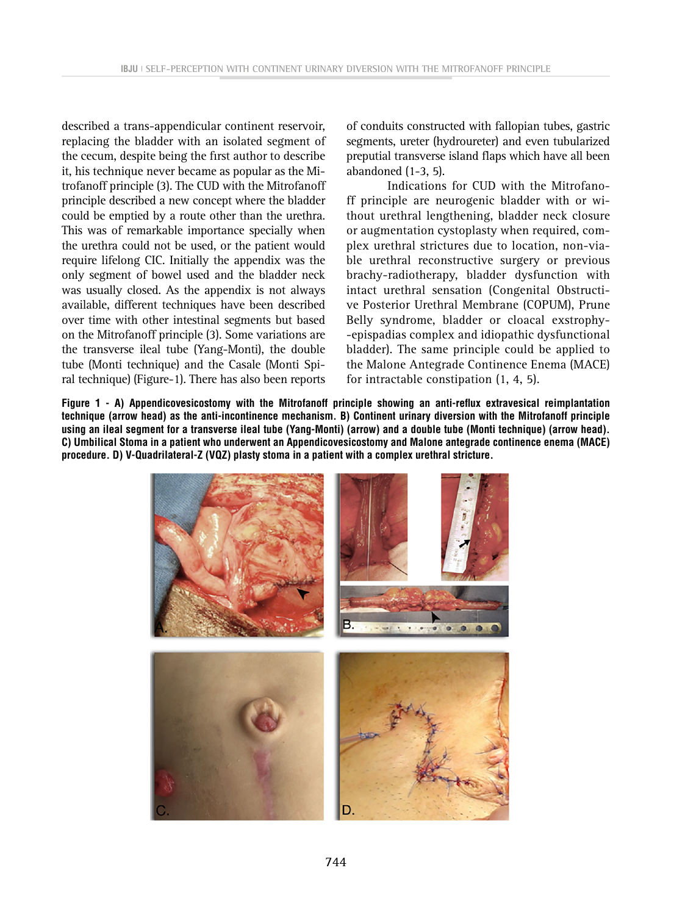described a trans-appendicular continent reservoir, replacing the bladder with an isolated segment of the cecum, despite being the first author to describe it, his technique never became as popular as the Mitrofanoff principle (3). The CUD with the Mitrofanoff principle described a new concept where the bladder could be emptied by a route other than the urethra. This was of remarkable importance specially when the urethra could not be used, or the patient would require lifelong CIC. Initially the appendix was the only segment of bowel used and the bladder neck was usually closed. As the appendix is not always available, different techniques have been described over time with other intestinal segments but based on the Mitrofanoff principle (3). Some variations are the transverse ileal tube (Yang-Monti), the double tube (Monti technique) and the Casale (Monti Spiral technique) (Figure-1). There has also been reports of conduits constructed with fallopian tubes, gastric segments, ureter (hydroureter) and even tubularized preputial transverse island flaps which have all been abandoned (1-3, 5).

Indications for CUD with the Mitrofanoff principle are neurogenic bladder with or without urethral lengthening, bladder neck closure or augmentation cystoplasty when required, complex urethral strictures due to location, non-viable urethral reconstructive surgery or previous brachy-radiotherapy, bladder dysfunction with intact urethral sensation (Congenital Obstructive Posterior Urethral Membrane (COPUM), Prune Belly syndrome, bladder or cloacal exstrophy-epispadias complex and idiopathic dysfunctional bladder). The same principle could be applied to the Malone Antegrade Continence Enema (MACE) for intractable constipation (1, 4, 5).

**Figure 1 - A) Appendicovesicostomy with the Mitrofanoff principle showing an anti-reflux extravesical reimplantation technique (arrow head) as the anti-incontinence mechanism. B) Continent urinary diversion with the Mitrofanoff principle using an ileal segment for a transverse ileal tube (Yang-Monti) (arrow) and a double tube (Monti technique) (arrow head). C) Umbilical Stoma in a patient who underwent an Appendicovesicostomy and Malone antegrade continence enema (MACE) procedure. D) V-Quadrilateral-Z (VQZ) plasty stoma in a patient with a complex urethral stricture.**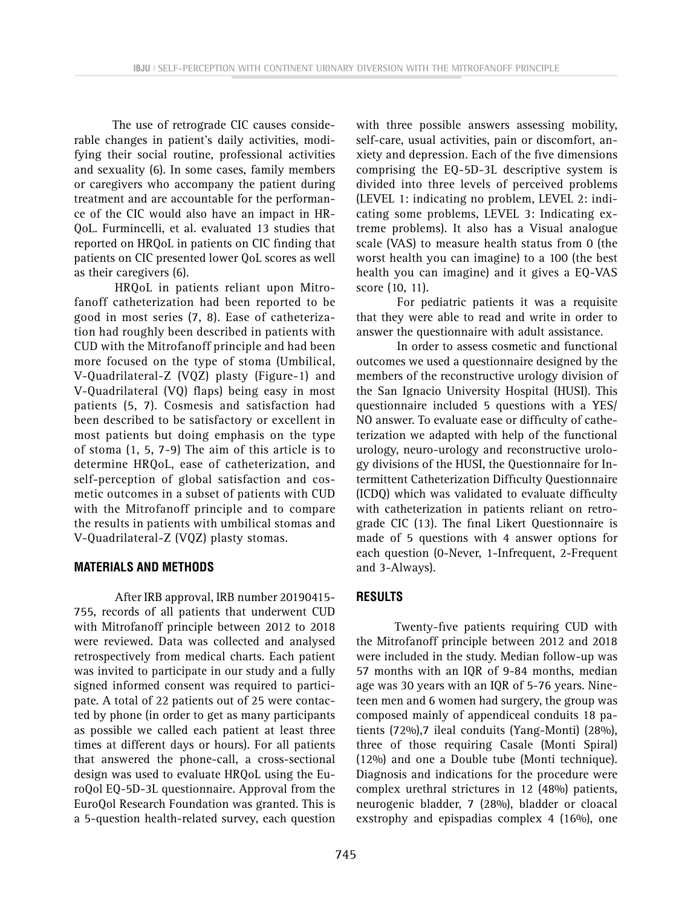The use of retrograde CIC causes considerable changes in patient's daily activities, modifying their social routine, professional activities and sexuality (6). In some cases, family members or caregivers who accompany the patient during treatment and are accountable for the performance of the CIC would also have an impact in HRQoL. Furmincelli, et al. evaluated 13 studies that reported on HRQoL in patients on CIC finding that patients on CIC presented lower QoL scores as well as their caregivers (6).

HRQoL in patients reliant upon Mitrofanoff catheterization had been reported to be good in most series (7, 8). Ease of catheterization had roughly been described in patients with CUD with the Mitrofanoff principle and had been more focused on the type of stoma (Umbilical, V-Quadrilateral-Z (VQZ) plasty (Figure-1) and V-Quadrilateral (VQ) flaps) being easy in most patients (5, 7). Cosmesis and satisfaction had been described to be satisfactory or excellent in most patients but doing emphasis on the type of stoma (1, 5, 7-9) The aim of this article is to determine HRQoL, ease of catheterization, and self-perception of global satisfaction and cosmetic outcomes in a subset of patients with CUD with the Mitrofanoff principle and to compare the results in patients with umbilical stomas and V-Quadrilateral-Z (VQZ) plasty stomas.

## MATERIALS AND METHODS

After IRB approval, IRB number 20190415-755, records of all patients that underwent CUD with Mitrofanoff principle between 2012 to 2018 were reviewed. Data was collected and analysed retrospectively from medical charts. Each patient was invited to participate in our study and a fully signed informed consent was required to participate. A total of 22 patients out of 25 were contacted by phone (in order to get as many participants as possible we called each patient at least three times at different days or hours). For all patients that answered the phone-call, a cross-sectional design was used to evaluate HRQoL using the EuroQol EQ-5D-3L questionnaire. Approval from the EuroQol Research Foundation was granted. This is a 5-question health-related survey, each question with three possible answers assessing mobility, self-care, usual activities, pain or discomfort, anxiety and depression. Each of the five dimensions comprising the EQ-5D-3L descriptive system is divided into three levels of perceived problems (LEVEL 1: indicating no problem, LEVEL 2: indicating some problems, LEVEL 3: Indicating extreme problems). It also has a Visual analogue scale (VAS) to measure health status from 0 (the worst health you can imagine) to a 100 (the best health you can imagine) and it gives a EQ-VAS score (10, 11).

For pediatric patients it was a requisite that they were able to read and write in order to answer the questionnaire with adult assistance.

In order to assess cosmetic and functional outcomes we used a questionnaire designed by the members of the reconstructive urology division of the San Ignacio University Hospital (HUSI). This questionnaire included 5 questions with a YES/NO answer. To evaluate ease or difficulty of catheterization we adapted with help of the functional urology, neuro-urology and reconstructive urology divisions of the HUSI, the Questionnaire for Intermittent Catheterization Difficulty Questionnaire (ICDQ) which was validated to evaluate difficulty with catheterization in patients reliant on retrograde CIC (13). The final Likert Questionnaire is made of 5 questions with 4 answer options for each question (0-Never, 1-Infrequent, 2-Frequent and 3-Always).

## RESULTS

Twenty-five patients requiring CUD with the Mitrofanoff principle between 2012 and 2018 were included in the study. Median follow-up was 57 months with an IQR of 9-84 months, median age was 30 years with an IQR of 5-76 years. Nineteen men and 6 women had surgery, the group was composed mainly of appendiceal conduits 18 patients (72%),7 ileal conduits (Yang-Monti) (28%), three of those requiring Casale (Monti Spiral) (12%) and one a Double tube (Monti technique). Diagnosis and indications for the procedure were complex urethral strictures in 12 (48%) patients, neurogenic bladder, 7 (28%), bladder or cloacal exstrophy and epispadias complex 4 (16%), one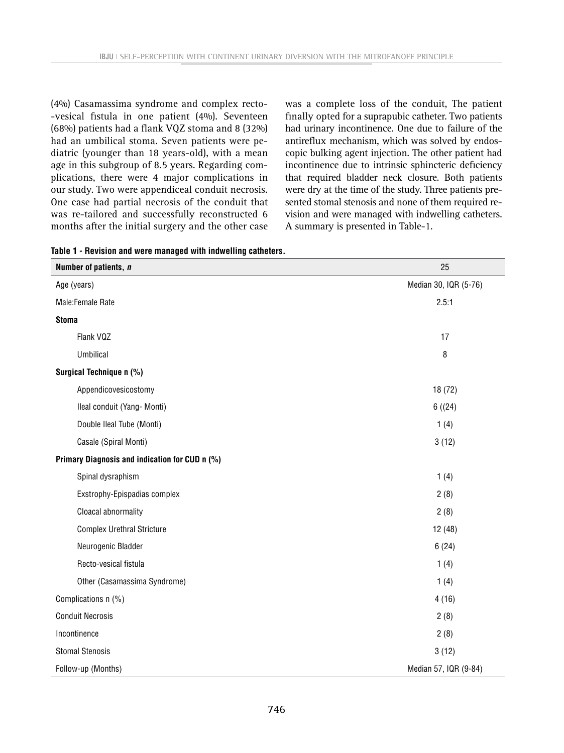(4%) Casamassima syndrome and complex recto--vesical fistula in one patient (4%). Seventeen (68%) patients had a flank VQZ stoma and 8 (32%) had an umbilical stoma. Seven patients were pediatric (younger than 18 years-old), with a mean age in this subgroup of 8.5 years. Regarding complications, there were 4 major complications in our study. Two were appendiceal conduit necrosis. One case had partial necrosis of the conduit that was re-tailored and successfully reconstructed 6 months after the initial surgery and the other case was a complete loss of the conduit, The patient finally opted for a suprapubic catheter. Two patients had urinary incontinence. One due to failure of the antireflux mechanism, which was solved by endoscopic bulking agent injection. The other patient had incontinence due to intrinsic sphincteric deficiency that required bladder neck closure. Both patients were dry at the time of the study. Three patients presented stomal stenosis and none of them required revision and were managed with indwelling catheters. A summary is presented in Table-1.

**Table 1 - Revision and were managed with indwelling catheters.**

| **Number of patients, *n*** | 25 |
|---|---|
| Age (years) | Median 30, IQR (5-76) |
| Male:Female Rate | 2.5:1 |
| **Stoma** | |
| Flank VQZ | 17 |
| Umbilical | 8 |
| **Surgical Technique n (%)** | |
| Appendicovesicostomy | 18 (72) |
| Ileal conduit (Yang- Monti) | 6 ((24) |
| Double Ileal Tube (Monti) | 1 (4) |
| Casale (Spiral Monti) | 3 (12) |
| **Primary Diagnosis and indication for CUD n (%)** | |
| Spinal dysraphism | 1 (4) |
| Exstrophy-Epispadias complex | 2 (8) |
| Cloacal abnormality | 2 (8) |
| Complex Urethral Stricture | 12 (48) |
| Neurogenic Bladder | 6 (24) |
| Recto-vesical fistula | 1 (4) |
| Other (Casamassima Syndrome) | 1 (4) |
| Complications n (%) | 4 (16) |
| Conduit Necrosis | 2 (8) |
| Incontinence | 2 (8) |
| Stomal Stenosis | 3 (12) |
| Follow-up (Months) | Median 57, IQR (9-84) |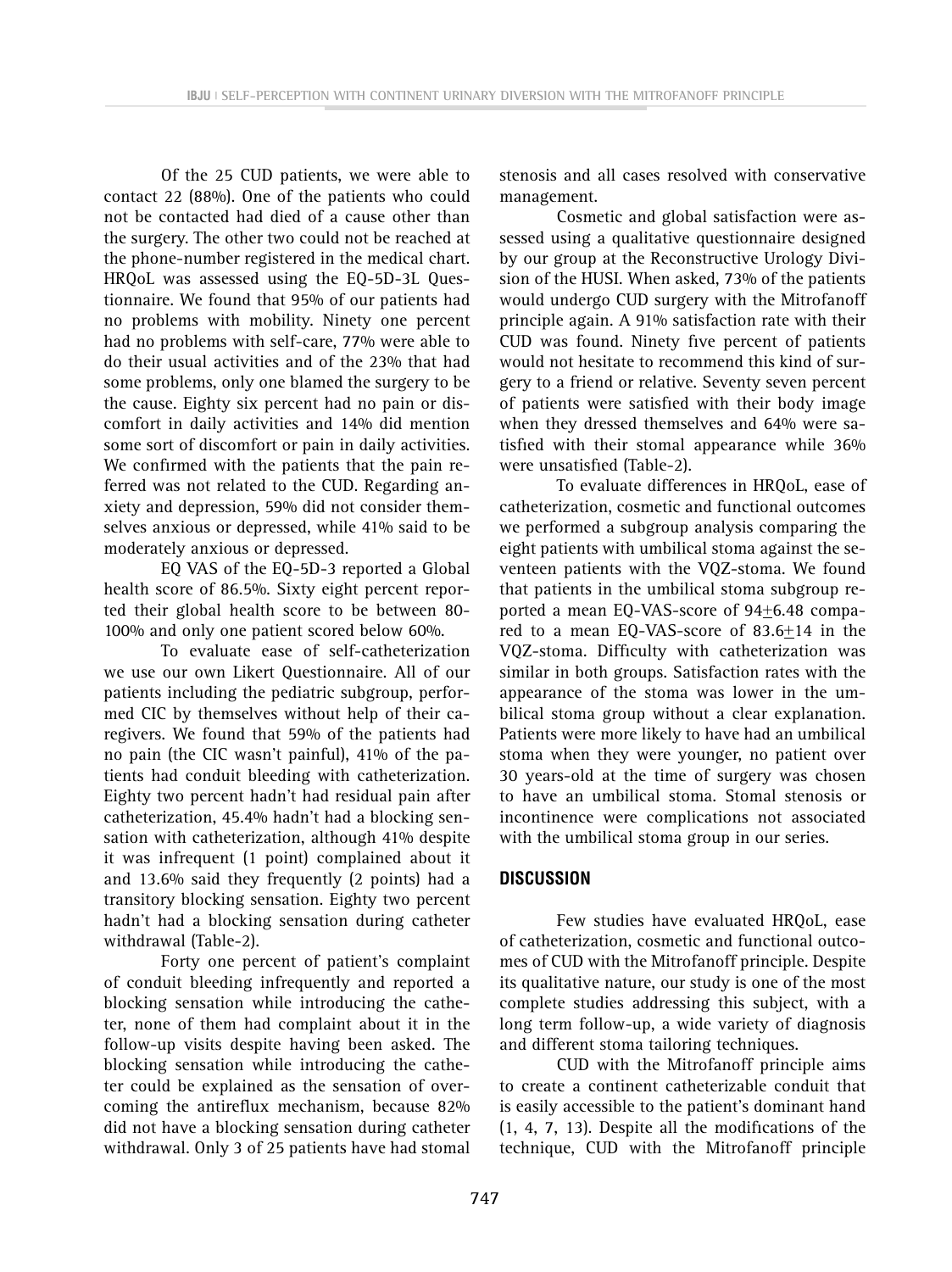Of the 25 CUD patients, we were able to contact 22 (88%). One of the patients who could not be contacted had died of a cause other than the surgery. The other two could not be reached at the phone-number registered in the medical chart. HRQoL was assessed using the EQ-5D-3L Questionnaire. We found that 95% of our patients had no problems with mobility. Ninety one percent had no problems with self-care, 77% were able to do their usual activities and of the 23% that had some problems, only one blamed the surgery to be the cause. Eighty six percent had no pain or discomfort in daily activities and 14% did mention some sort of discomfort or pain in daily activities. We confirmed with the patients that the pain referred was not related to the CUD. Regarding anxiety and depression, 59% did not consider themselves anxious or depressed, while 41% said to be moderately anxious or depressed.

EQ VAS of the EQ-5D-3 reported a Global health score of 86.5%. Sixty eight percent reported their global health score to be between 80-100% and only one patient scored below 60%.

To evaluate ease of self-catheterization we use our own Likert Questionnaire. All of our patients including the pediatric subgroup, performed CIC by themselves without help of their caregivers. We found that 59% of the patients had no pain (the CIC wasn't painful), 41% of the patients had conduit bleeding with catheterization. Eighty two percent hadn't had residual pain after catheterization, 45.4% hadn't had a blocking sensation with catheterization, although 41% despite it was infrequent (1 point) complained about it and 13.6% said they frequently (2 points) had a transitory blocking sensation. Eighty two percent hadn't had a blocking sensation during catheter withdrawal (Table-2).

Forty one percent of patient's complaint of conduit bleeding infrequently and reported a blocking sensation while introducing the catheter, none of them had complaint about it in the follow-up visits despite having been asked. The blocking sensation while introducing the catheter could be explained as the sensation of overcoming the antireflux mechanism, because 82% did not have a blocking sensation during catheter withdrawal. Only 3 of 25 patients have had stomal stenosis and all cases resolved with conservative management.

Cosmetic and global satisfaction were assessed using a qualitative questionnaire designed by our group at the Reconstructive Urology Division of the HUSI. When asked, 73% of the patients would undergo CUD surgery with the Mitrofanoff principle again. A 91% satisfaction rate with their CUD was found. Ninety five percent of patients would not hesitate to recommend this kind of surgery to a friend or relative. Seventy seven percent of patients were satisfied with their body image when they dressed themselves and 64% were satisfied with their stomal appearance while 36% were unsatisfied (Table-2).

To evaluate differences in HRQoL, ease of catheterization, cosmetic and functional outcomes we performed a subgroup analysis comparing the eight patients with umbilical stoma against the seventeen patients with the VQZ-stoma. We found that patients in the umbilical stoma subgroup reported a mean EQ-VAS-score of $94 \pm 6.48$ compared to a mean EQ-VAS-score of $83.6 \pm 14$ in the VQZ-stoma. Difficulty with catheterization was similar in both groups. Satisfaction rates with the appearance of the stoma was lower in the umbilical stoma group without a clear explanation. Patients were more likely to have had an umbilical stoma when they were younger, no patient over 30 years-old at the time of surgery was chosen to have an umbilical stoma. Stomal stenosis or incontinence were complications not associated with the umbilical stoma group in our series.

## DISCUSSION

Few studies have evaluated HRQoL, ease of catheterization, cosmetic and functional outcomes of CUD with the Mitrofanoff principle. Despite its qualitative nature, our study is one of the most complete studies addressing this subject, with a long term follow-up, a wide variety of diagnosis and different stoma tailoring techniques.

CUD with the Mitrofanoff principle aims to create a continent catheterizable conduit that is easily accessible to the patient's dominant hand (1, 4, 7, 13). Despite all the modifications of the technique, CUD with the Mitrofanoff principle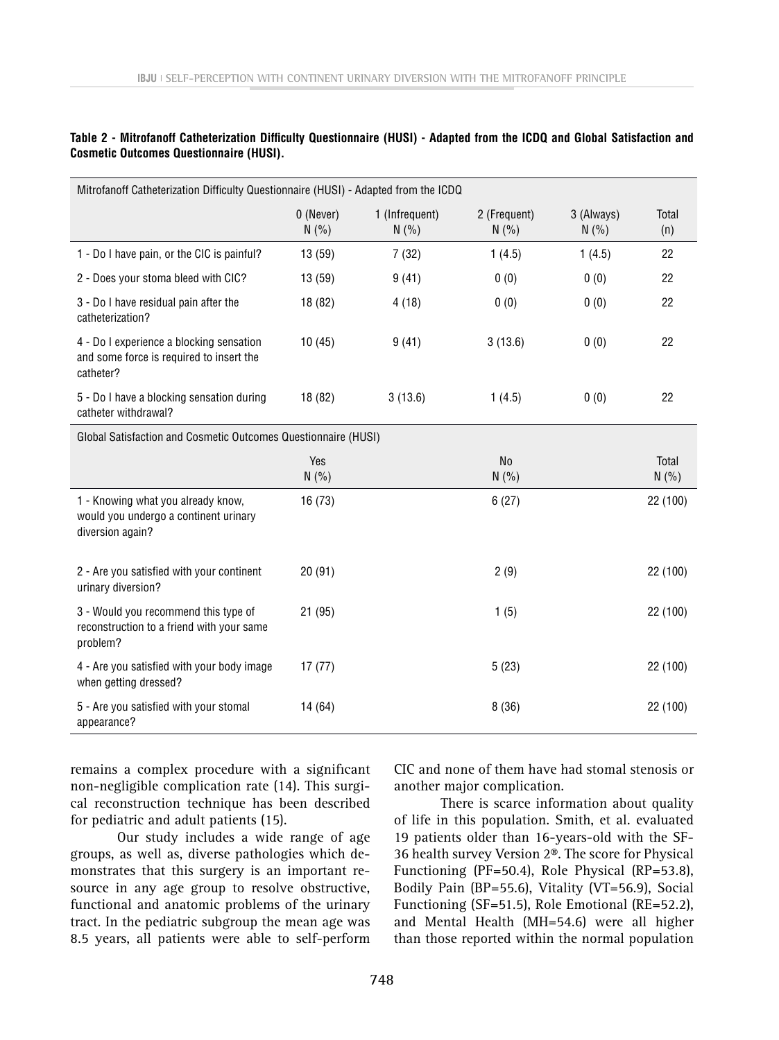**Table 2 - Mitrofanoff Catheterization Difficulty Questionnaire (HUSI) - Adapted from the ICDQ and Global Satisfaction and Cosmetic Outcomes Questionnaire (HUSI).**

| Mitrofanoff Catheterization Difficulty Questionnaire (HUSI) - Adapted from the ICDQ | | | | | |
|---|---|---|---|---|---|
| | 0 (Never) N (%) | 1 (Infrequent) N (%) | 2 (Frequent) N (%) | 3 (Always) N (%) | Total (n) |
| 1 - Do I have pain, or the CIC is painful? | 13 (59) | 7 (32) | 1 (4.5) | 1 (4.5) | 22 |
| 2 - Does your stoma bleed with CIC? | 13 (59) | 9 (41) | 0 (0) | 0 (0) | 22 |
| 3 - Do I have residual pain after the catheterization? | 18 (82) | 4 (18) | 0 (0) | 0 (0) | 22 |
| 4 - Do I experience a blocking sensation and some force is required to insert the catheter? | 10 (45) | 9 (41) | 3 (13.6) | 0 (0) | 22 |
| 5 - Do I have a blocking sensation during catheter withdrawal? | 18 (82) | 3 (13.6) | 1 (4.5) | 0 (0) | 22 |

| Global Satisfaction and Cosmetic Outcomes Questionnaire (HUSI) | | | |
|---|---|---|---|
| | Yes N (%) | No N (%) | Total N (%) |
| 1 - Knowing what you already know, would you undergo a continent urinary diversion again? | 16 (73) | 6 (27) | 22 (100) |
| 2 - Are you satisfied with your continent urinary diversion? | 20 (91) | 2 (9) | 22 (100) |
| 3 - Would you recommend this type of reconstruction to a friend with your same problem? | 21 (95) | 1 (5) | 22 (100) |
| 4 - Are you satisfied with your body image when getting dressed? | 17 (77) | 5 (23) | 22 (100) |
| 5 - Are you satisfied with your stomal appearance? | 14 (64) | 8 (36) | 22 (100) |

remains a complex procedure with a significant non-negligible complication rate (14). This surgical reconstruction technique has been described for pediatric and adult patients (15).

Our study includes a wide range of age groups, as well as, diverse pathologies which demonstrates that this surgery is an important resource in any age group to resolve obstructive, functional and anatomic problems of the urinary tract. In the pediatric subgroup the mean age was 8.5 years, all patients were able to self-perform CIC and none of them have had stomal stenosis or another major complication.

There is scarce information about quality of life in this population. Smith, et al. evaluated 19 patients older than 16-years-old with the SF-36 health survey Version 2®. The score for Physical Functioning (PF=50.4), Role Physical (RP=53.8), Bodily Pain (BP=55.6), Vitality (VT=56.9), Social Functioning (SF=51.5), Role Emotional (RE=52.2), and Mental Health (MH=54.6) were all higher than those reported within the normal population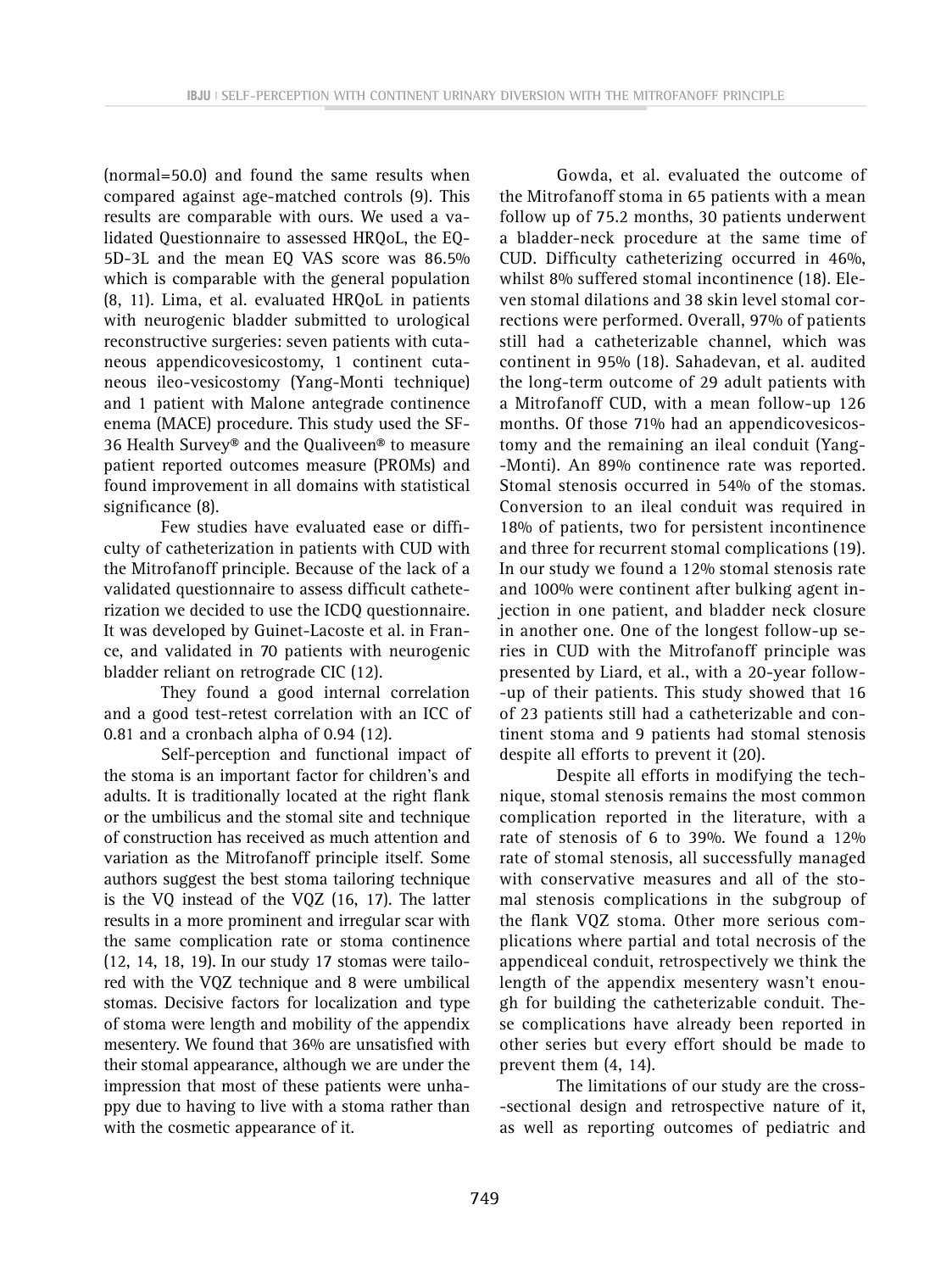(normal=50.0) and found the same results when compared against age-matched controls (9). This results are comparable with ours. We used a validated Questionnaire to assessed HRQoL, the EQ-5D-3L and the mean EQ VAS score was 86.5% which is comparable with the general population (8, 11). Lima, et al. evaluated HRQoL in patients with neurogenic bladder submitted to urological reconstructive surgeries: seven patients with cutaneous appendicovesicostomy, 1 continent cutaneous ileo-vesicostomy (Yang-Monti technique) and 1 patient with Malone antegrade continence enema (MACE) procedure. This study used the SF-36 Health Survey® and the Qualiveen® to measure patient reported outcomes measure (PROMs) and found improvement in all domains with statistical significance (8).

Few studies have evaluated ease or difficulty of catheterization in patients with CUD with the Mitrofanoff principle. Because of the lack of a validated questionnaire to assess difficult catheterization we decided to use the ICDQ questionnaire. It was developed by Guinet-Lacoste et al. in France, and validated in 70 patients with neurogenic bladder reliant on retrograde CIC (12).

They found a good internal correlation and a good test-retest correlation with an ICC of 0.81 and a cronbach alpha of 0.94 (12).

Self-perception and functional impact of the stoma is an important factor for children's and adults. It is traditionally located at the right flank or the umbilicus and the stomal site and technique of construction has received as much attention and variation as the Mitrofanoff principle itself. Some authors suggest the best stoma tailoring technique is the VQ instead of the VQZ (16, 17). The latter results in a more prominent and irregular scar with the same complication rate or stoma continence (12, 14, 18, 19). In our study 17 stomas were tailored with the VQZ technique and 8 were umbilical stomas. Decisive factors for localization and type of stoma were length and mobility of the appendix mesentery. We found that 36% are unsatisfied with their stomal appearance, although we are under the impression that most of these patients were unhappy due to having to live with a stoma rather than with the cosmetic appearance of it.

Gowda, et al. evaluated the outcome of the Mitrofanoff stoma in 65 patients with a mean follow up of 75.2 months, 30 patients underwent a bladder-neck procedure at the same time of CUD. Difficulty catheterizing occurred in 46%, whilst 8% suffered stomal incontinence (18). Eleven stomal dilations and 38 skin level stomal corrections were performed. Overall, 97% of patients still had a catheterizable channel, which was continent in 95% (18). Sahadevan, et al. audited the long-term outcome of 29 adult patients with a Mitrofanoff CUD, with a mean follow-up 126 months. Of those 71% had an appendicovesicostomy and the remaining an ileal conduit (Yang-Monti). An 89% continence rate was reported. Stomal stenosis occurred in 54% of the stomas. Conversion to an ileal conduit was required in 18% of patients, two for persistent incontinence and three for recurrent stomal complications (19). In our study we found a 12% stomal stenosis rate and 100% were continent after bulking agent injection in one patient, and bladder neck closure in another one. One of the longest follow-up series in CUD with the Mitrofanoff principle was presented by Liard, et al., with a 20-year follow-up of their patients. This study showed that 16 of 23 patients still had a catheterizable and continent stoma and 9 patients had stomal stenosis despite all efforts to prevent it (20).

Despite all efforts in modifying the technique, stomal stenosis remains the most common complication reported in the literature, with a rate of stenosis of 6 to 39%. We found a 12% rate of stomal stenosis, all successfully managed with conservative measures and all of the stomal stenosis complications in the subgroup of the flank VQZ stoma. Other more serious complications where partial and total necrosis of the appendiceal conduit, retrospectively we think the length of the appendix mesentery wasn't enough for building the catheterizable conduit. These complications have already been reported in other series but every effort should be made to prevent them (4, 14).

The limitations of our study are the cross-sectional design and retrospective nature of it, as well as reporting outcomes of pediatric and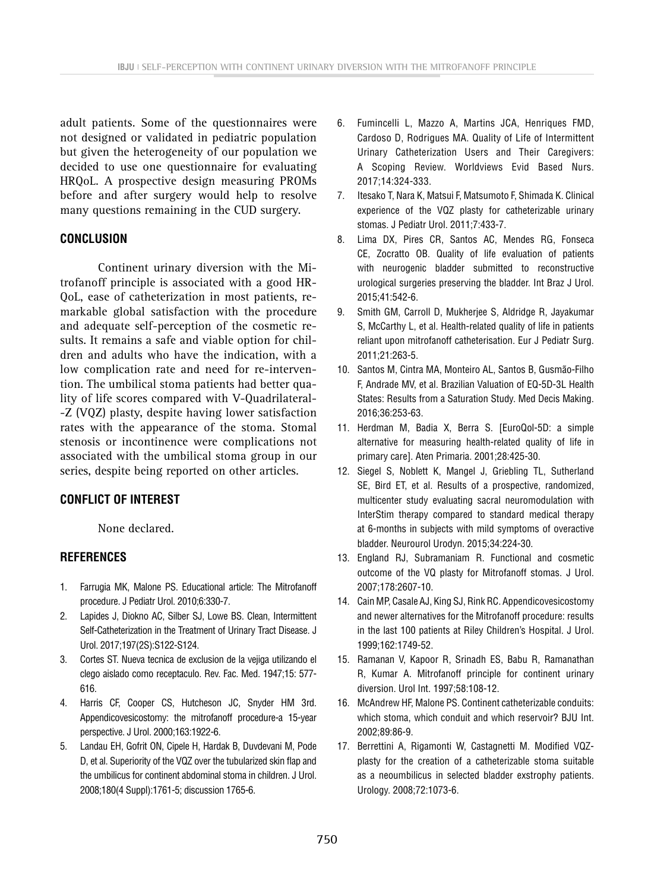adult patients. Some of the questionnaires were not designed or validated in pediatric population but given the heterogeneity of our population we decided to use one questionnaire for evaluating HRQoL. A prospective design measuring PROMs before and after surgery would help to resolve many questions remaining in the CUD surgery.

## CONCLUSION

Continent urinary diversion with the Mitrofanoff principle is associated with a good HRQoL, ease of catheterization in most patients, remarkable global satisfaction with the procedure and adequate self-perception of the cosmetic results. It remains a safe and viable option for children and adults who have the indication, with a low complication rate and need for re-intervention. The umbilical stoma patients had better quality of life scores compared with V-Quadrilateral-Z (VQZ) plasty, despite having lower satisfaction rates with the appearance of the stoma. Stomal stenosis or incontinence were complications not associated with the umbilical stoma group in our series, despite being reported on other articles.

## CONFLICT OF INTEREST

None declared.

## REFERENCES

1. Farrugia MK, Malone PS. Educational article: The Mitrofanoff procedure. J Pediatr Urol. 2010;6:330-7.
2. Lapides J, Diokno AC, Silber SJ, Lowe BS. Clean, Intermittent Self-Catheterization in the Treatment of Urinary Tract Disease. J Urol. 2017;197(2S):S122-S124.
3. Cortes ST. Nueva tecnica de exclusion de la vejiga utilizando el ciego aislado como receptaculo. Rev. Fac. Med. 1947;15: 577-616.
4. Harris CF, Cooper CS, Hutcheson JC, Snyder HM 3rd. Appendicovesicostomy: the mitrofanoff procedure-a 15-year perspective. J Urol. 2000;163:1922-6.
5. Landau EH, Gofrit ON, Cipele H, Hardak B, Duvdevani M, Pode D, et al. Superiority of the VQZ over the tubularized skin flap and the umbilicus for continent abdominal stoma in children. J Urol. 2008;180(4 Suppl):1761-5; discussion 1765-6.
6. Fumincelli L, Mazzo A, Martins JCA, Henriques FMD, Cardoso D, Rodrigues MA. Quality of Life of Intermittent Urinary Catheterization Users and Their Caregivers: A Scoping Review. Worldviews Evid Based Nurs. 2017;14:324-333.
7. Itesako T, Nara K, Matsui F, Matsumoto F, Shimada K. Clinical experience of the VQZ plasty for catheterizable urinary stomas. J Pediatr Urol. 2011;7:433-7.
8. Lima DX, Pires CR, Santos AC, Mendes RG, Fonseca CE, Zocratto OB. Quality of life evaluation of patients with neurogenic bladder submitted to reconstructive urological surgeries preserving the bladder. Int Braz J Urol. 2015;41:542-6.
9. Smith GM, Carroll D, Mukherjee S, Aldridge R, Jayakumar S, McCarthy L, et al. Health-related quality of life in patients reliant upon mitrofanoff catheterisation. Eur J Pediatr Surg. 2011;21:263-5.
10. Santos M, Cintra MA, Monteiro AL, Santos B, Gusmão-Filho F, Andrade MV, et al. Brazilian Valuation of EQ-5D-3L Health States: Results from a Saturation Study. Med Decis Making. 2016;36:253-63.
11. Herdman M, Badia X, Berra S. [EuroQol-5D: a simple alternative for measuring health-related quality of life in primary care]. Aten Primaria. 2001;28:425-30.
12. Siegel S, Noblett K, Mangel J, Griebling TL, Sutherland SE, Bird ET, et al. Results of a prospective, randomized, multicenter study evaluating sacral neuromodulation with InterStim therapy compared to standard medical therapy at 6-months in subjects with mild symptoms of overactive bladder. Neurourol Urodyn. 2015;34:224-30.
13. England RJ, Subramaniam R. Functional and cosmetic outcome of the VQ plasty for Mitrofanoff stomas. J Urol. 2007;178:2607-10.
14. Cain MP, Casale AJ, King SJ, Rink RC. Appendicovesicostomy and newer alternatives for the Mitrofanoff procedure: results in the last 100 patients at Riley Children's Hospital. J Urol. 1999;162:1749-52.
15. Ramanan V, Kapoor R, Srinadh ES, Babu R, Ramanathan R, Kumar A. Mitrofanoff principle for continent urinary diversion. Urol Int. 1997;58:108-12.
16. McAndrew HF, Malone PS. Continent catheterizable conduits: which stoma, which conduit and which reservoir? BJU Int. 2002;89:86-9.
17. Berrettini A, Rigamonti W, Castagnetti M. Modified VQZ-plasty for the creation of a catheterizable stoma suitable as a neoumbilicus in selected bladder exstrophy patients. Urology. 2008;72:1073-6.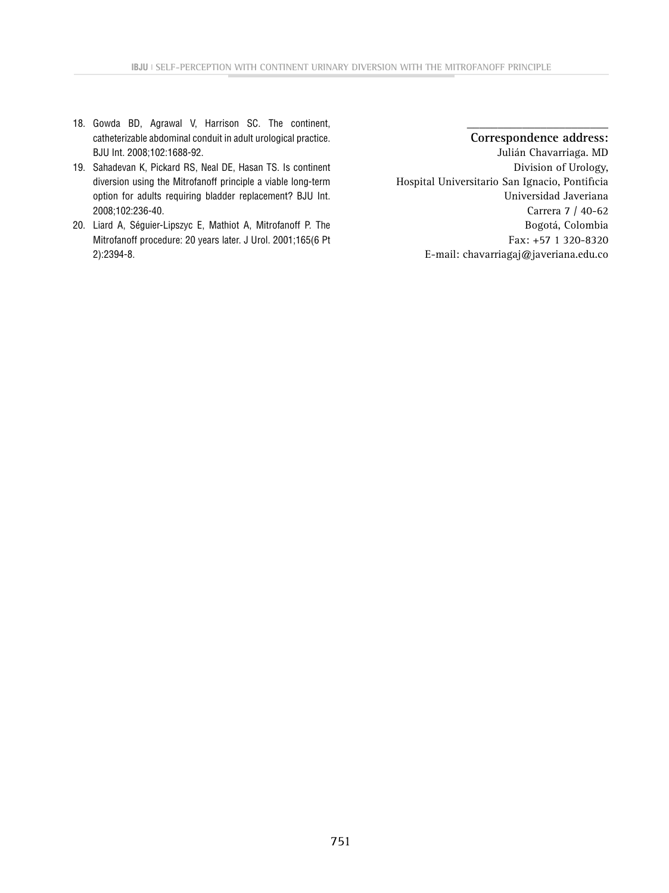18. Gowda BD, Agrawal V, Harrison SC. The continent, catheterizable abdominal conduit in adult urological practice. BJU Int. 2008;102:1688-92.
19. Sahadevan K, Pickard RS, Neal DE, Hasan TS. Is continent diversion using the Mitrofanoff principle a viable long-term option for adults requiring bladder replacement? BJU Int. 2008;102:236-40.
20. Liard A, Séguier-Lipszyc E, Mathiot A, Mitrofanoff P. The Mitrofanoff procedure: 20 years later. J Urol. 2001;165(6 Pt 2):2394-8.

**Correspondence address:**

Julián Chavarriaga. MD
Division of Urology,
Hospital Universitario San Ignacio, Pontificia Universidad Javeriana
Carrera 7 / 40-62
Bogotá, Colombia
Fax: +57 1 320-8320
E-mail: chavarriagaj@javeriana.edu.co